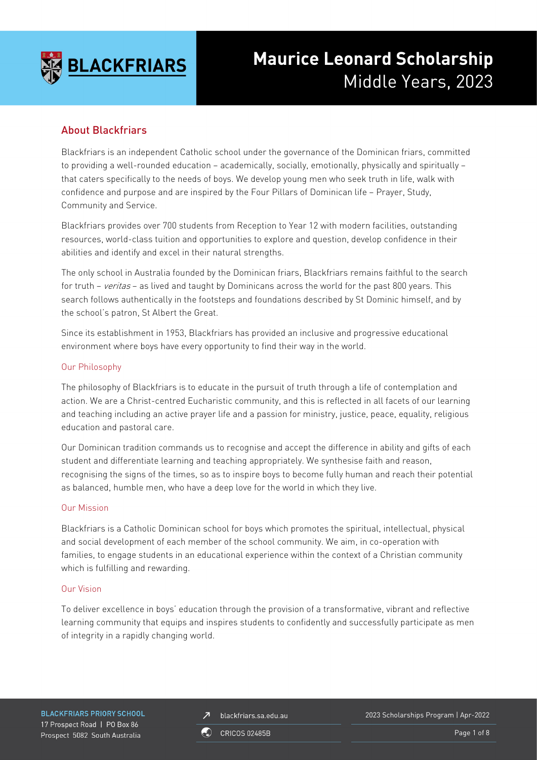# Maurice Leonard Scholarship
Middle Years, 2023

## About Blackfriars

Blackfriars is an independent Catholic school under the governance of the Dominican friars, committed to providing a well-rounded education – academically, socially, emotionally, physically and spiritually – that caters specifically to the needs of boys. We develop young men who seek truth in life, walk with confidence and purpose and are inspired by the Four Pillars of Dominican life – Prayer, Study, Community and Service.

Blackfriars provides over 700 students from Reception to Year 12 with modern facilities, outstanding resources, world-class tuition and opportunities to explore and question, develop confidence in their abilities and identify and excel in their natural strengths.

The only school in Australia founded by the Dominican friars, Blackfriars remains faithful to the search for truth – *veritas* – as lived and taught by Dominicans across the world for the past 800 years. This search follows authentically in the footsteps and foundations described by St Dominic himself, and by the school's patron, St Albert the Great.

Since its establishment in 1953, Blackfriars has provided an inclusive and progressive educational environment where boys have every opportunity to find their way in the world.

### Our Philosophy

The philosophy of Blackfriars is to educate in the pursuit of truth through a life of contemplation and action. We are a Christ-centred Eucharistic community, and this is reflected in all facets of our learning and teaching including an active prayer life and a passion for ministry, justice, peace, equality, religious education and pastoral care.

Our Dominican tradition commands us to recognise and accept the difference in ability and gifts of each student and differentiate learning and teaching appropriately. We synthesise faith and reason, recognising the signs of the times, so as to inspire boys to become fully human and reach their potential as balanced, humble men, who have a deep love for the world in which they live.

### Our Mission

Blackfriars is a Catholic Dominican school for boys which promotes the spiritual, intellectual, physical and social development of each member of the school community. We aim, in co-operation with families, to engage students in an educational experience within the context of a Christian community which is fulfilling and rewarding.

### Our Vision

To deliver excellence in boys' education through the provision of a transformative, vibrant and reflective learning community that equips and inspires students to confidently and successfully participate as men of integrity in a rapidly changing world.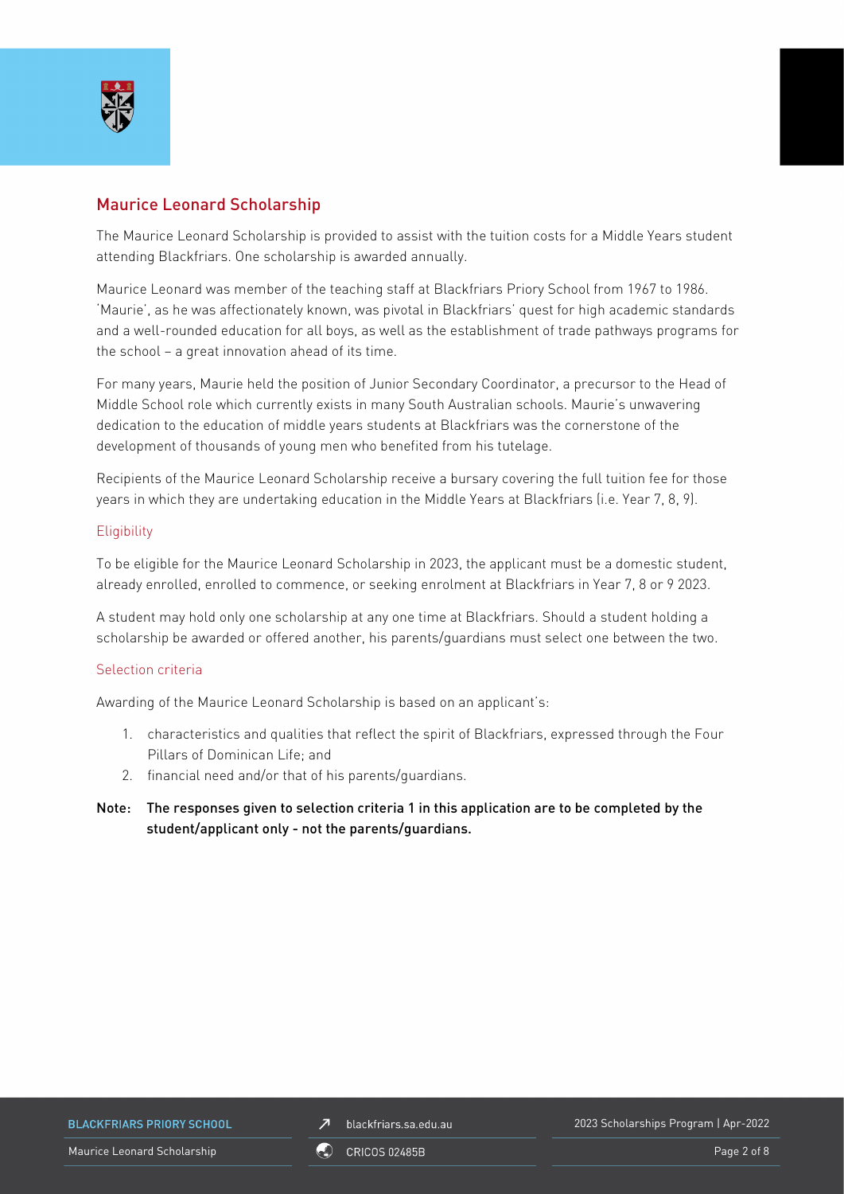## Maurice Leonard Scholarship

The Maurice Leonard Scholarship is provided to assist with the tuition costs for a Middle Years student attending Blackfriars. One scholarship is awarded annually.

Maurice Leonard was member of the teaching staff at Blackfriars Priory School from 1967 to 1986. 'Maurie', as he was affectionately known, was pivotal in Blackfriars' quest for high academic standards and a well-rounded education for all boys, as well as the establishment of trade pathways programs for the school – a great innovation ahead of its time.

For many years, Maurie held the position of Junior Secondary Coordinator, a precursor to the Head of Middle School role which currently exists in many South Australian schools. Maurie's unwavering dedication to the education of middle years students at Blackfriars was the cornerstone of the development of thousands of young men who benefited from his tutelage.

Recipients of the Maurice Leonard Scholarship receive a bursary covering the full tuition fee for those years in which they are undertaking education in the Middle Years at Blackfriars (i.e. Year 7, 8, 9).

### Eligibility

To be eligible for the Maurice Leonard Scholarship in 2023, the applicant must be a domestic student, already enrolled, enrolled to commence, or seeking enrolment at Blackfriars in Year 7, 8 or 9 2023.

A student may hold only one scholarship at any one time at Blackfriars. Should a student holding a scholarship be awarded or offered another, his parents/guardians must select one between the two.

### Selection criteria

Awarding of the Maurice Leonard Scholarship is based on an applicant's:

1. characteristics and qualities that reflect the spirit of Blackfriars, expressed through the Four Pillars of Dominican Life; and
2. financial need and/or that of his parents/guardians.

**Note: The responses given to selection criteria 1 in this application are to be completed by the student/applicant only - not the parents/guardians.**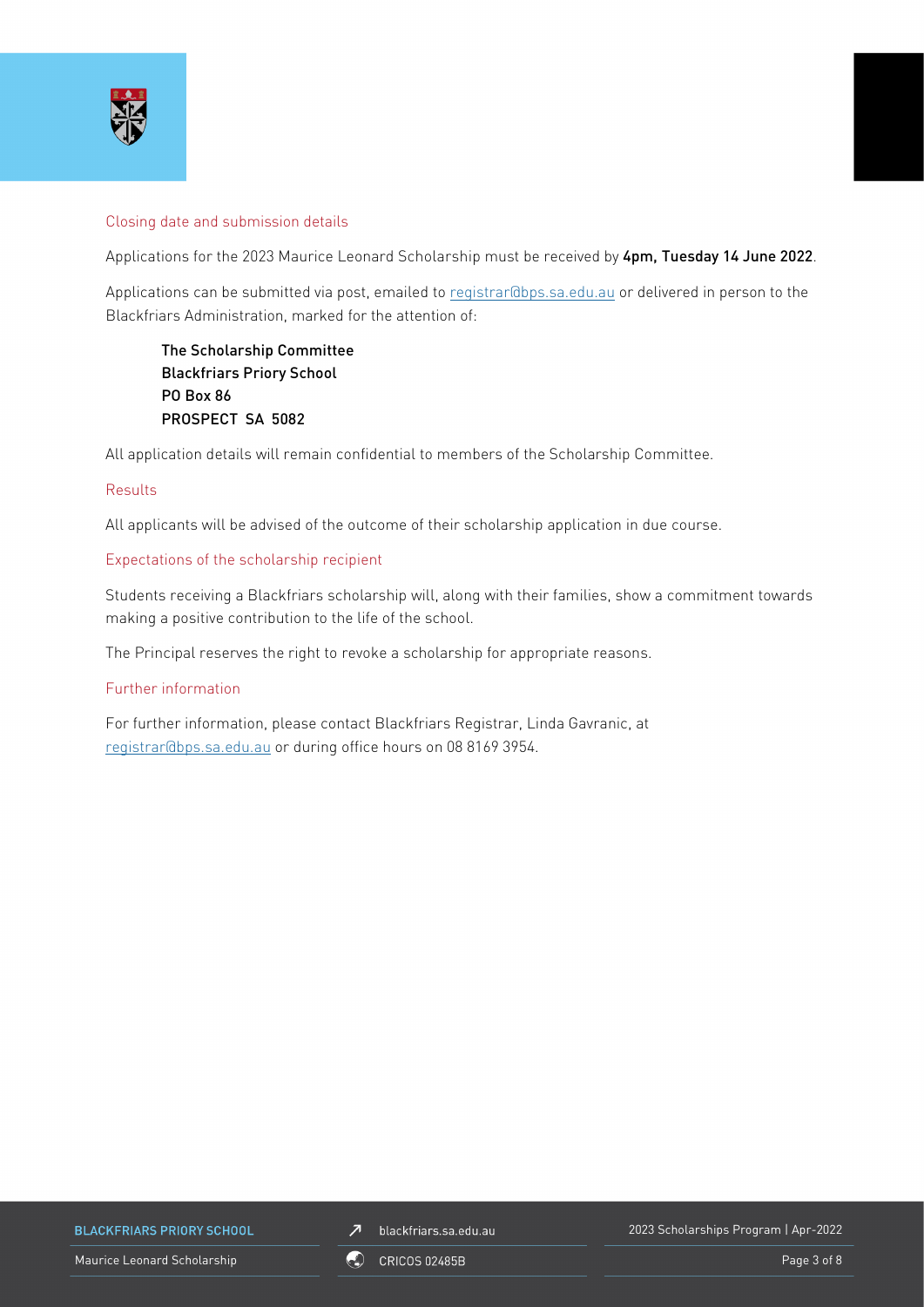## Closing date and submission details

Applications for the 2023 Maurice Leonard Scholarship must be received by **4pm, Tuesday 14 June 2022**.

Applications can be submitted via post, emailed to registrar@bps.sa.edu.au or delivered in person to the Blackfriars Administration, marked for the attention of:

**The Scholarship Committee**
**Blackfriars Priory School**
**PO Box 86**
**PROSPECT SA 5082**

All application details will remain confidential to members of the Scholarship Committee.

## Results

All applicants will be advised of the outcome of their scholarship application in due course.

## Expectations of the scholarship recipient

Students receiving a Blackfriars scholarship will, along with their families, show a commitment towards making a positive contribution to the life of the school.

The Principal reserves the right to revoke a scholarship for appropriate reasons.

## Further information

For further information, please contact Blackfriars Registrar, Linda Gavranic, at registrar@bps.sa.edu.au or during office hours on 08 8169 3954.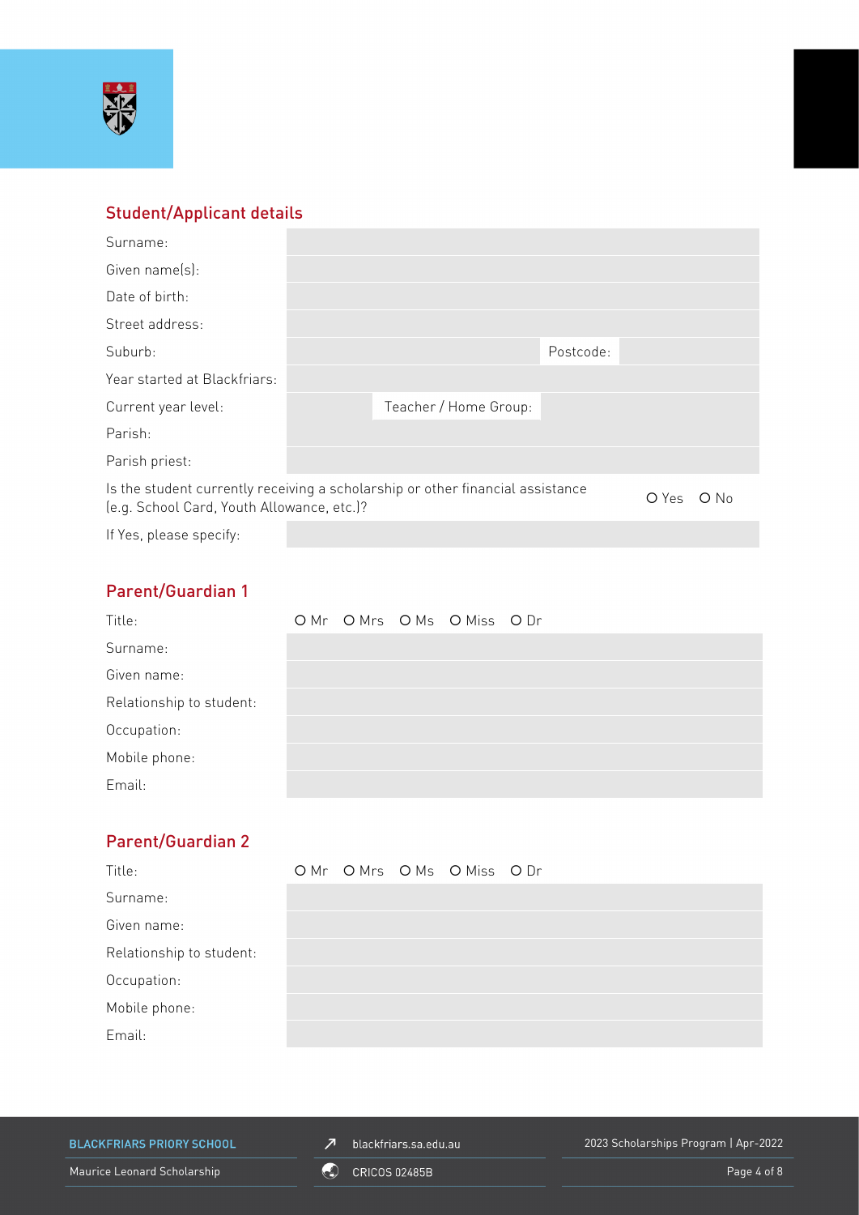## Student/Applicant details

| | | | |
|---|---|---|---|
| Surname: | | | |
| Given name(s): | | | |
| Date of birth: | | | |
| Street address: | | | |
| Suburb: | | Postcode: | |
| Year started at Blackfriars: | | | |
| Current year level: | | Teacher / Home Group: | |
| Parish: | | | |
| Parish priest: | | | |

Is the student currently receiving a scholarship or other financial assistance (e.g. School Card, Youth Allowance, etc.)? O Yes O No

If Yes, please specify:

## Parent/Guardian 1

| | |
|---|---|
| Title: | O Mr O Mrs O Ms O Miss O Dr |
| Surname: | |
| Given name: | |
| Relationship to student: | |
| Occupation: | |
| Mobile phone: | |
| Email: | |

## Parent/Guardian 2

| | |
|---|---|
| Title: | O Mr O Mrs O Ms O Miss O Dr |
| Surname: | |
| Given name: | |
| Relationship to student: | |
| Occupation: | |
| Mobile phone: | |
| Email: | |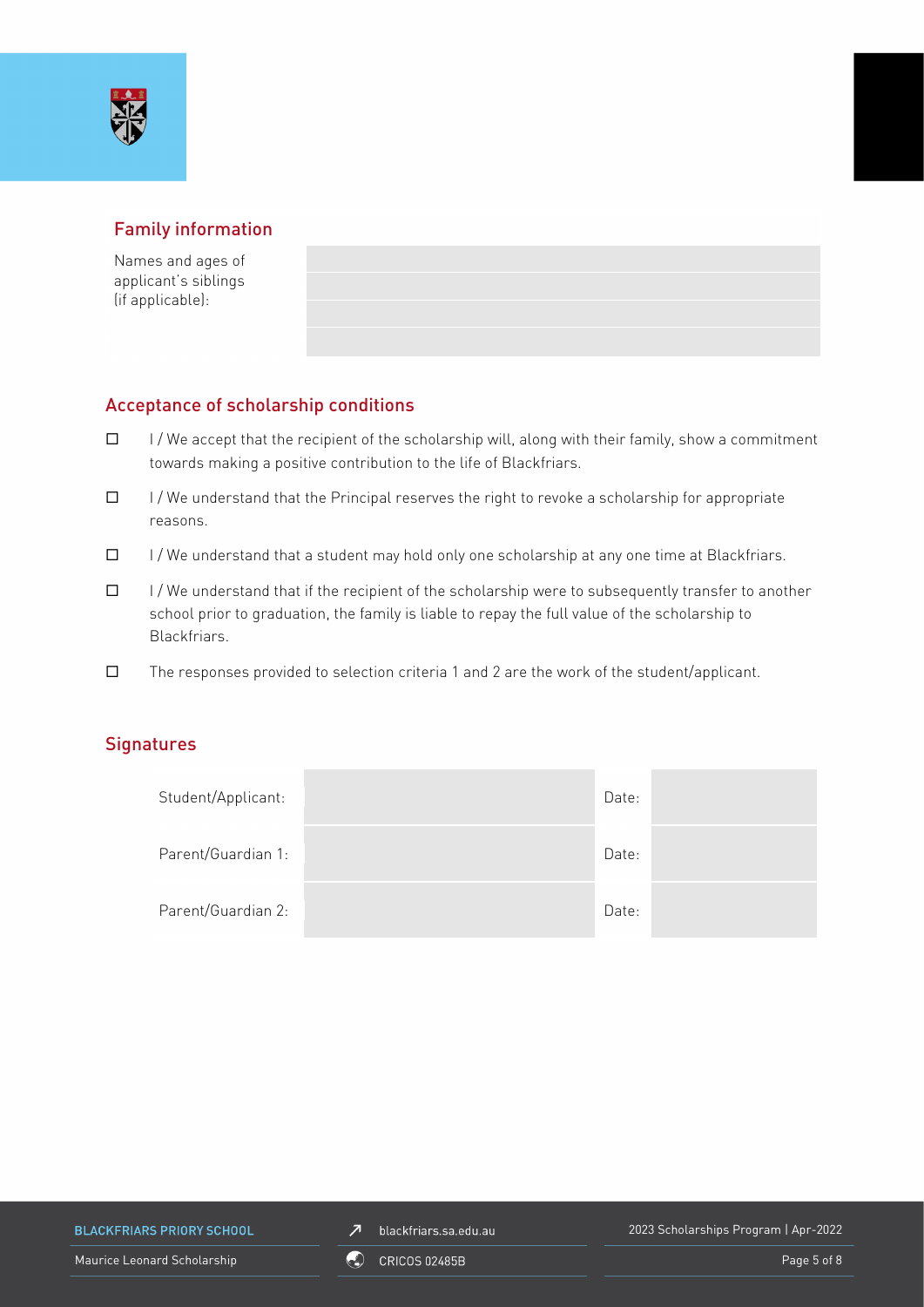## Family information

| Names and ages of applicant's siblings (if applicable): | |
|---|---|
| | |
| | |
| | |

## Acceptance of scholarship conditions

- ☐ I / We accept that the recipient of the scholarship will, along with their family, show a commitment towards making a positive contribution to the life of Blackfriars.
- ☐ I / We understand that the Principal reserves the right to revoke a scholarship for appropriate reasons.
- ☐ I / We understand that a student may hold only one scholarship at any one time at Blackfriars.
- ☐ I / We understand that if the recipient of the scholarship were to subsequently transfer to another school prior to graduation, the family is liable to repay the full value of the scholarship to Blackfriars.
- ☐ The responses provided to selection criteria 1 and 2 are the work of the student/applicant.

## Signatures

| | | | |
|---|---|---|---|
| Student/Applicant: | | Date: | |
| Parent/Guardian 1: | | Date: | |
| Parent/Guardian 2: | | Date: | |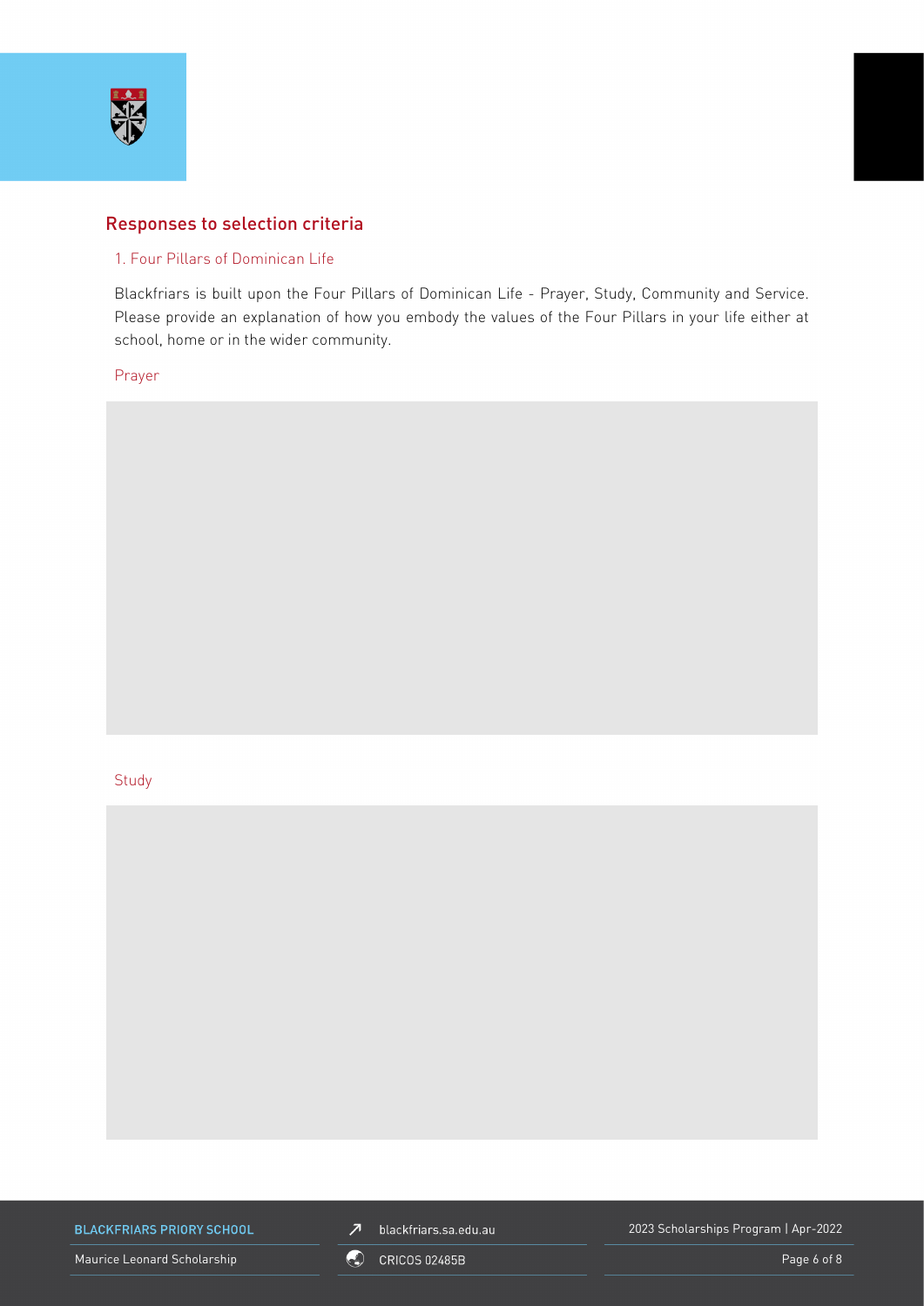## Responses to selection criteria

### 1. Four Pillars of Dominican Life

Blackfriars is built upon the Four Pillars of Dominican Life - Prayer, Study, Community and Service. Please provide an explanation of how you embody the values of the Four Pillars in your life either at school, home or in the wider community.

#### Prayer

#### Study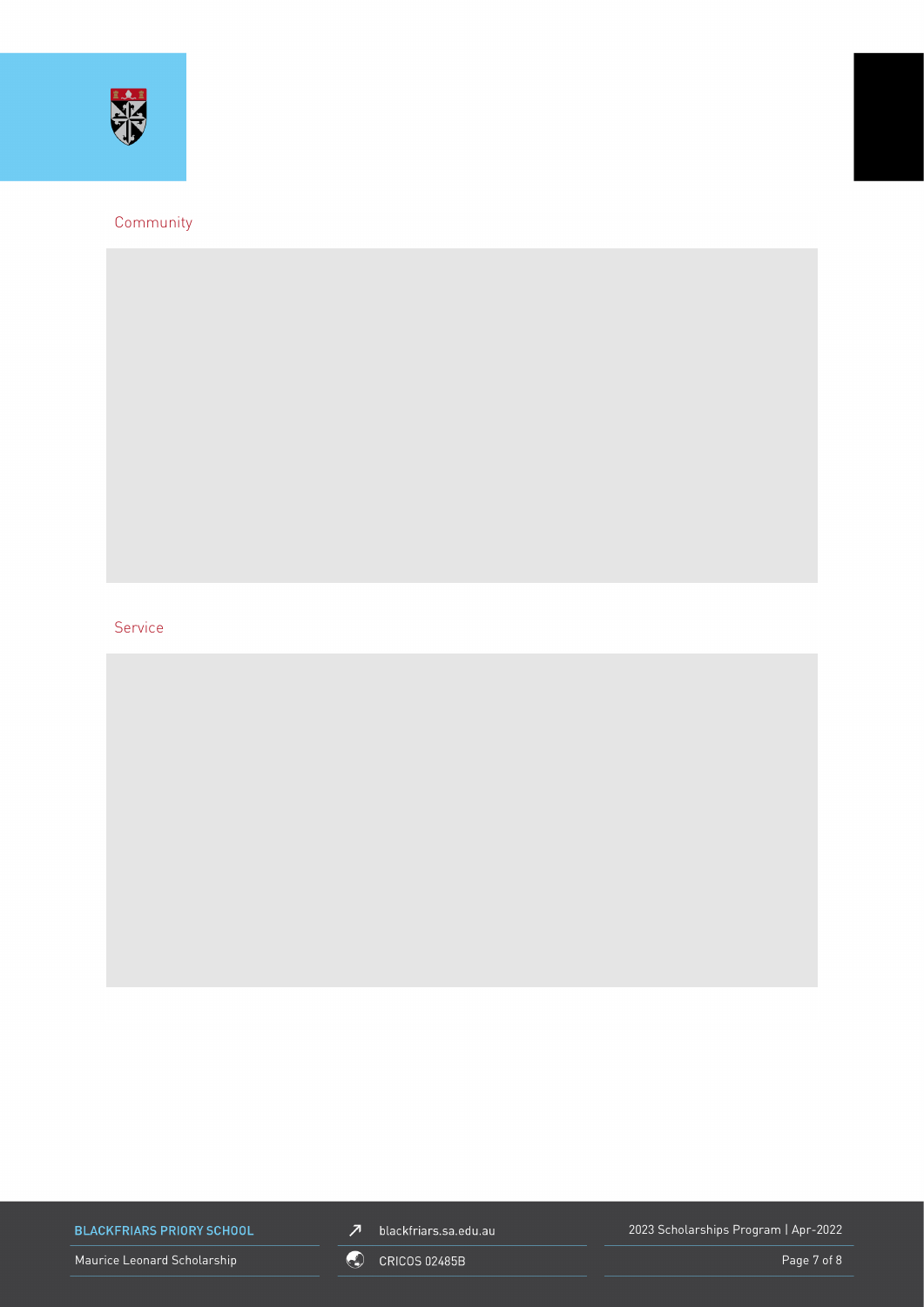## Community

## Service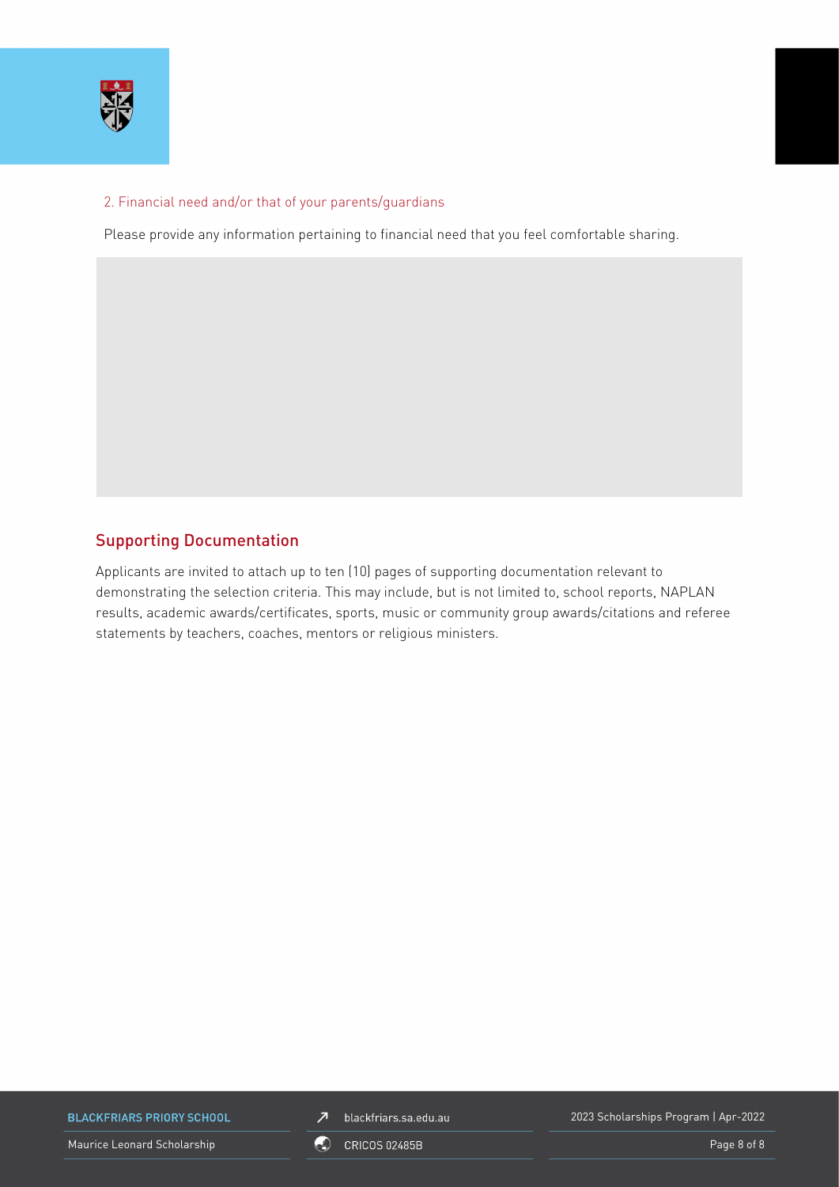2. Financial need and/or that of your parents/guardians

Please provide any information pertaining to financial need that you feel comfortable sharing.

## Supporting Documentation

Applicants are invited to attach up to ten (10) pages of supporting documentation relevant to demonstrating the selection criteria. This may include, but is not limited to, school reports, NAPLAN results, academic awards/certificates, sports, music or community group awards/citations and referee statements by teachers, coaches, mentors or religious ministers.